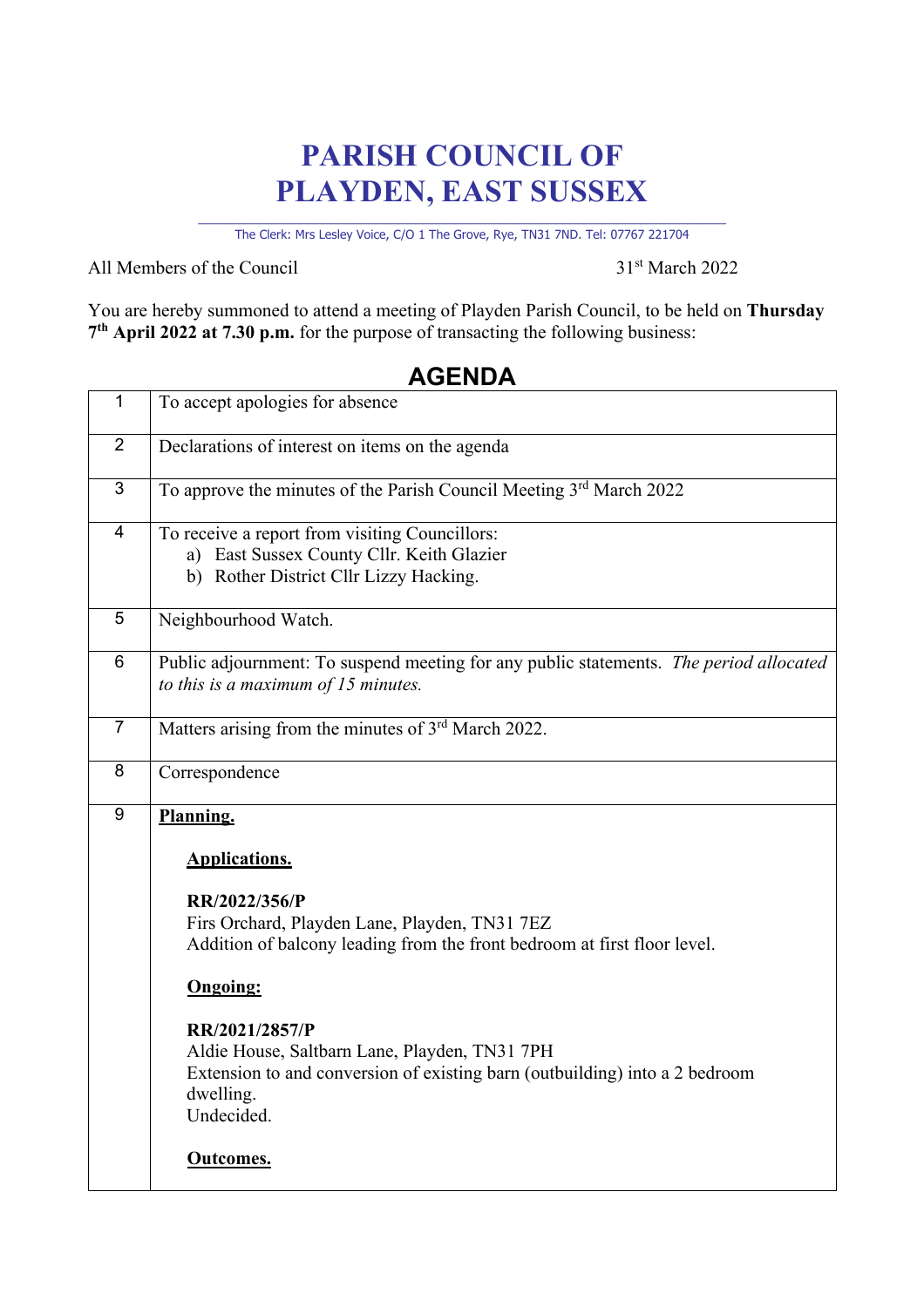# PARISH COUNCIL OF PLAYDEN, EAST SUSSEX

The Clerk: Mrs Lesley Voice, C/O 1 The Grove, Rye, TN31 7ND. Tel: 07767 221704

All Members of the Council

31st March 2022

You are hereby summoned to attend a meeting of Playden Parish Council, to be held on **Thursday 7th April 2022 at 7.30 p.m.** for the purpose of transacting the following business:

## AGENDA

| | |
|---|---|
| 1 | To accept apologies for absence |
| 2 | Declarations of interest on items on the agenda |
| 3 | To approve the minutes of the Parish Council Meeting 3rd March 2022 |
| 4 | To receive a report from visiting Councillors:<br>a) East Sussex County Cllr. Keith Glazier<br>b) Rother District Cllr Lizzy Hacking. |
| 5 | Neighbourhood Watch. |
| 6 | Public adjournment: To suspend meeting for any public statements. *The period allocated to this is a maximum of 15 minutes.* |
| 7 | Matters arising from the minutes of 3rd March 2022. |
| 8 | Correspondence |
| 9 | **Planning.**<br><br>**Applications.**<br><br>**RR/2022/356/P**<br>Firs Orchard, Playden Lane, Playden, TN31 7EZ<br>Addition of balcony leading from the front bedroom at first floor level.<br><br>**Ongoing:**<br><br>**RR/2021/2857/P**<br>Aldie House, Saltbarn Lane, Playden, TN31 7PH<br>Extension to and conversion of existing barn (outbuilding) into a 2 bedroom dwelling.<br>Undecided.<br><br>**Outcomes.** |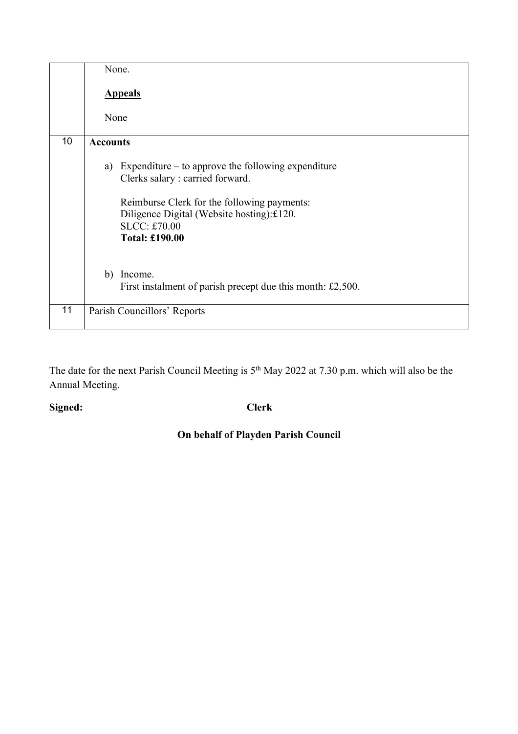| | |
|---|---|
| | None.<br><br>**Appeals**<br><br>None |
| 10 | **Accounts**<br><br>a) Expenditure – to approve the following expenditure<br>Clerks salary : carried forward.<br><br>Reimburse Clerk for the following payments:<br>Diligence Digital (Website hosting):£120.<br>SLCC: £70.00<br>**Total: £190.00**<br><br>b) Income.<br>First instalment of parish precept due this month: £2,500. |
| 11 | Parish Councillors' Reports |

The date for the next Parish Council Meeting is 5th May 2022 at 7.30 p.m. which will also be the Annual Meeting.

**Signed:** **Clerk**

**On behalf of Playden Parish Council**